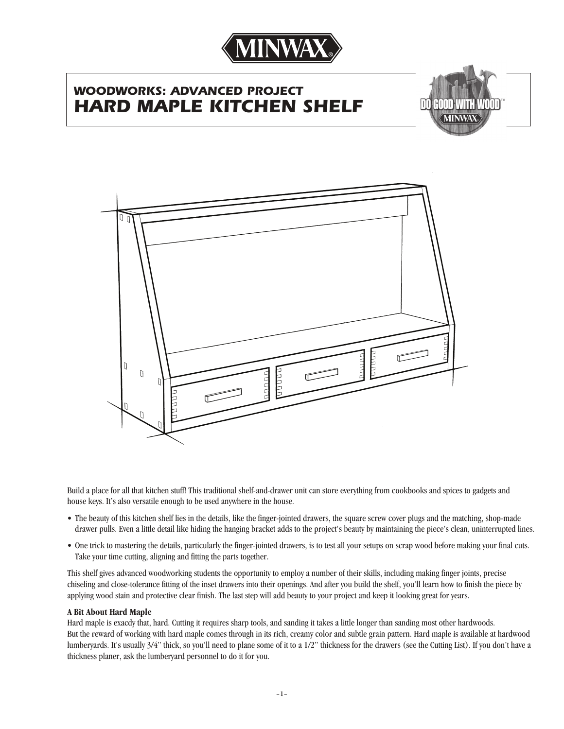MINWAX®

## WOODWORKS: ADVANCED PROJECT

# HARD MAPLE KITCHEN SHELF

DO GOOD WITH WOOD™ MINWAX

Build a place for all that kitchen stuff! This traditional shelf-and-drawer unit can store everything from cookbooks and spices to gadgets and house keys. It's also versatile enough to be used anywhere in the house.

- The beauty of this kitchen shelf lies in the details, like the finger-jointed drawers, the square screw cover plugs and the matching, shop-made drawer pulls. Even a little detail like hiding the hanging bracket adds to the project's beauty by maintaining the piece's clean, uninterrupted lines.
- One trick to mastering the details, particularly the finger-jointed drawers, is to test all your setups on scrap wood before making your final cuts. Take your time cutting, aligning and fitting the parts together.

This shelf gives advanced woodworking students the opportunity to employ a number of their skills, including making finger joints, precise chiseling and close-tolerance fitting of the inset drawers into their openings. And after you build the shelf, you'll learn how to finish the piece by applying wood stain and protective clear finish. The last step will add beauty to your project and keep it looking great for years.

**A Bit About Hard Maple**

Hard maple is exacdy that, hard. Cutting it requires sharp tools, and sanding it takes a little longer than sanding most other hardwoods. But the reward of working with hard maple comes through in its rich, creamy color and subtle grain pattern. Hard maple is available at hardwood lumberyards. It's usually 3/4" thick, so you'll need to plane some of it to a 1/2" thickness for the drawers (see the Cutting List). If you don't have a thickness planer, ask the lumberyard personnel to do it for you.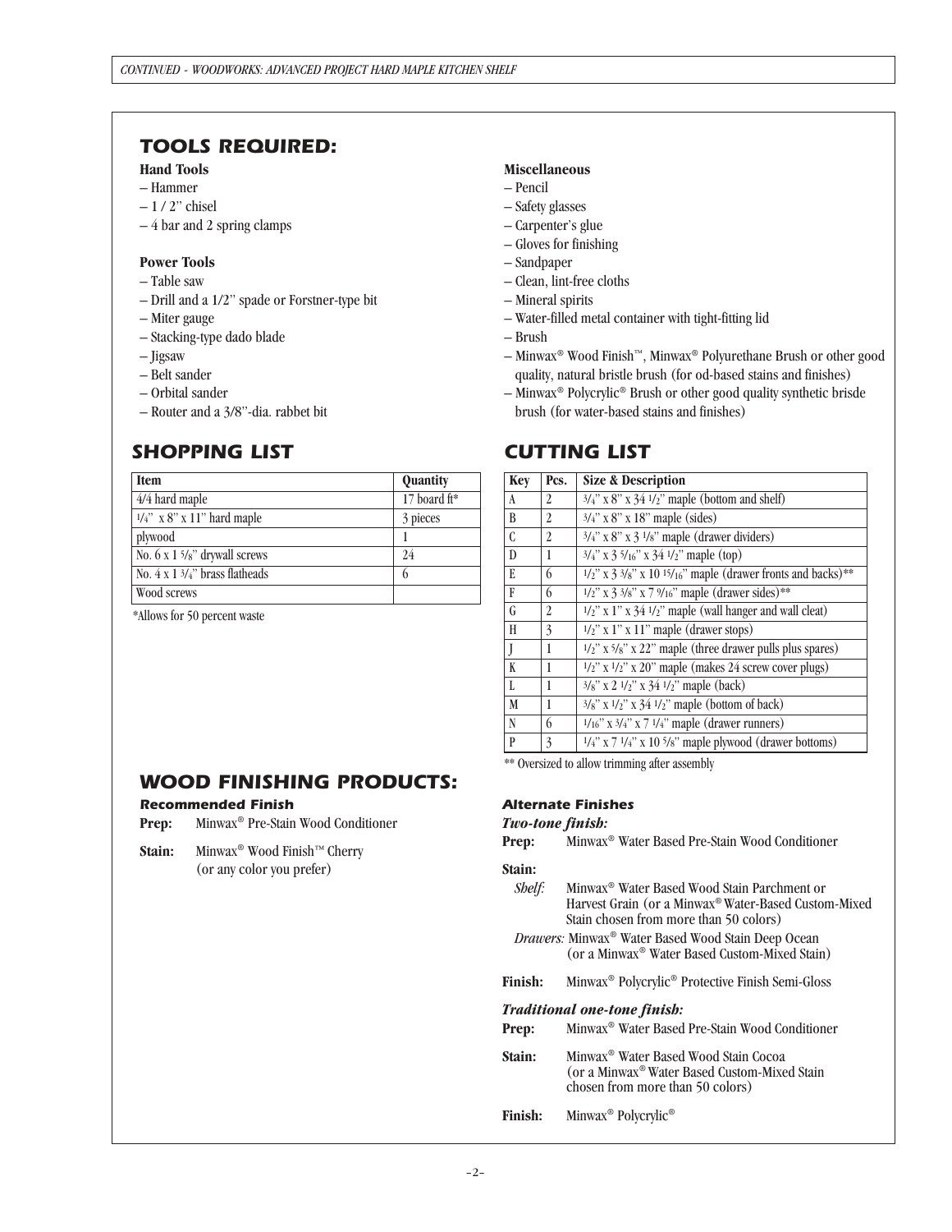## TOOLS REQUIRED:

**Hand Tools**

– Hammer
– 1 / 2" chisel
– 4 bar and 2 spring clamps

**Power Tools**

– Table saw
– Drill and a 1/2" spade or Forstner-type bit
– Miter gauge
– Stacking-type dado blade
– Jigsaw
– Belt sander
– Orbital sander
– Router and a 3/8"-dia. rabbet bit

**Miscellaneous**

– Pencil
– Safety glasses
– Carpenter's glue
– Gloves for finishing
– Sandpaper
– Clean, lint-free cloths
– Mineral spirits
– Water-filled metal container with tight-fitting lid
– Brush
– Minwax® Wood Finish™, Minwax® Polyurethane Brush or other good quality, natural bristle brush (for od-based stains and finishes)
– Minwax® Polycrylic® Brush or other good quality synthetic brisde brush (for water-based stains and finishes)

## SHOPPING LIST

| Item | Quantity |
|---|---|
| 4/4 hard maple | 17 board ft* |
| 1/4" x 8" x 11" hard maple | 3 pieces |
| plywood | 1 |
| No. 6 x 1 5/8" drywall screws | 24 |
| No. 4 x 1 3/4" brass flatheads | 6 |
| Wood screws | |

*Allows for 50 percent waste

## CUTTING LIST

| Key | Pcs. | Size & Description |
|---|---|---|
| A | 2 | 3/4" x 8" x 34 1/2" maple (bottom and shelf) |
| B | 2 | 3/4" x 8" x 18" maple (sides) |
| C | 2 | 3/4" x 8" x 3 1/8" maple (drawer dividers) |
| D | 1 | 3/4" x 3 5/16" x 34 1/2" maple (top) |
| E | 6 | 1/2" x 3 3/8" x 10 15/16" maple (drawer fronts and backs)** |
| F | 6 | 1/2" x 3 3/8" x 7 9/16" maple (drawer sides)** |
| G | 2 | 1/2" x 1" x 34 1/2" maple (wall hanger and wall cleat) |
| H | 3 | 1/2" x 1" x 11" maple (drawer stops) |
| J | 1 | 1/2" x 5/8" x 22" maple (three drawer pulls plus spares) |
| K | 1 | 1/2" x 1/2" x 20" maple (makes 24 screw cover plugs) |
| L | 1 | 3/8" x 2 1/2" x 34 1/2" maple (back) |
| M | 1 | 3/8" x 1/2" x 34 1/2" maple (bottom of back) |
| N | 6 | 1/16" x 3/4" x 7 1/4" maple (drawer runners) |
| P | 3 | 1/4" x 7 1/4" x 10 5/8" maple plywood (drawer bottoms) |

** Oversized to allow trimming after assembly

## WOOD FINISHING PRODUCTS:

### Recommended Finish

**Prep:** Minwax® Pre-Stain Wood Conditioner

**Stain:** Minwax® Wood Finish™ Cherry (or any color you prefer)

### Alternate Finishes

***Two-tone finish:***

**Prep:** Minwax® Water Based Pre-Stain Wood Conditioner

**Stain:**

*Shelf:* Minwax® Water Based Wood Stain Parchment or Harvest Grain (or a Minwax® Water-Based Custom-Mixed Stain chosen from more than 50 colors)

*Drawers:* Minwax® Water Based Wood Stain Deep Ocean (or a Minwax® Water Based Custom-Mixed Stain)

**Finish:** Minwax® Polycrylic® Protective Finish Semi-Gloss

***Traditional one-tone finish:***

**Prep:** Minwax® Water Based Pre-Stain Wood Conditioner

**Stain:** Minwax® Water Based Wood Stain Cocoa (or a Minwax® Water Based Custom-Mixed Stain chosen from more than 50 colors)

**Finish:** Minwax® Polycrylic®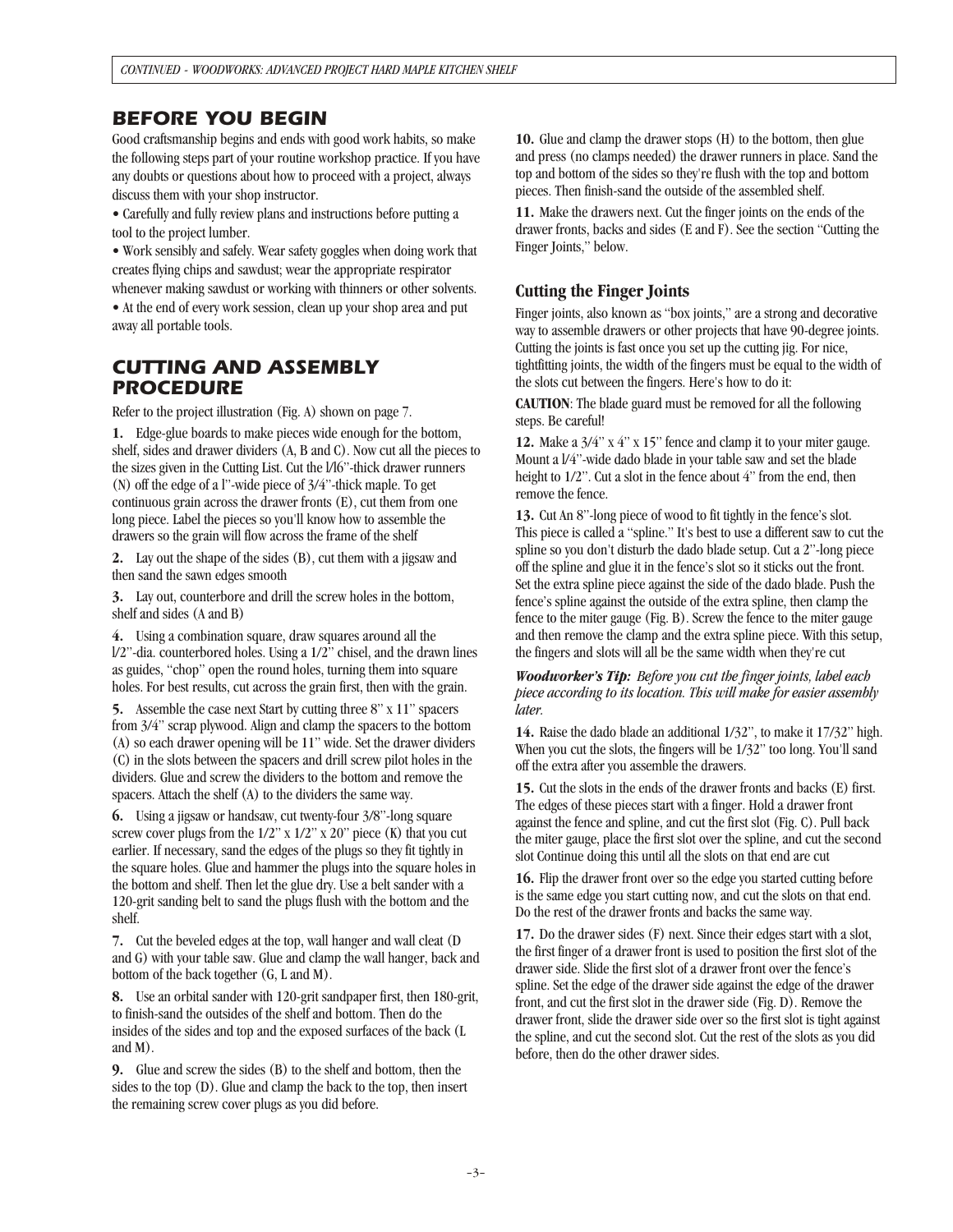## BEFORE YOU BEGIN

Good craftsmanship begins and ends with good work habits, so make the following steps part of your routine workshop practice. If you have any doubts or questions about how to proceed with a project, always discuss them with your shop instructor.

- Carefully and fully review plans and instructions before putting a tool to the project lumber.
- Work sensibly and safely. Wear safety goggles when doing work that creates flying chips and sawdust; wear the appropriate respirator whenever making sawdust or working with thinners or other solvents.
- At the end of every work session, clean up your shop area and put away all portable tools.

## CUTTING AND ASSEMBLY PROCEDURE

Refer to the project illustration (Fig. A) shown on page 7.

**1.** Edge-glue boards to make pieces wide enough for the bottom, shelf, sides and drawer dividers (A, B and C). Now cut all the pieces to the sizes given in the Cutting List. Cut the l/l6"-thick drawer runners (N) off the edge of a l"-wide piece of 3/4"-thick maple. To get continuous grain across the drawer fronts (E), cut them from one long piece. Label the pieces so you'll know how to assemble the drawers so the grain will flow across the frame of the shelf

**2.** Lay out the shape of the sides (B), cut them with a jigsaw and then sand the sawn edges smooth

**3.** Lay out, counterbore and drill the screw holes in the bottom, shelf and sides (A and B)

**4.** Using a combination square, draw squares around all the l/2"-dia. counterbored holes. Using a 1/2" chisel, and the drawn lines as guides, "chop" open the round holes, turning them into square holes. For best results, cut across the grain first, then with the grain.

**5.** Assemble the case next Start by cutting three 8" x 11" spacers from 3/4" scrap plywood. Align and clamp the spacers to the bottom (A) so each drawer opening will be 11" wide. Set the drawer dividers (C) in the slots between the spacers and drill screw pilot holes in the dividers. Glue and screw the dividers to the bottom and remove the spacers. Attach the shelf (A) to the dividers the same way.

**6.** Using a jigsaw or handsaw, cut twenty-four 3/8"-long square screw cover plugs from the 1/2" x 1/2" x 20" piece (K) that you cut earlier. If necessary, sand the edges of the plugs so they fit tightly in the square holes. Glue and hammer the plugs into the square holes in the bottom and shelf. Then let the glue dry. Use a belt sander with a 120-grit sanding belt to sand the plugs flush with the bottom and the shelf.

**7.** Cut the beveled edges at the top, wall hanger and wall cleat (D and G) with your table saw. Glue and clamp the wall hanger, back and bottom of the back together (G, L and M).

**8.** Use an orbital sander with 120-grit sandpaper first, then 180-grit, to finish-sand the outsides of the shelf and bottom. Then do the insides of the sides and top and the exposed surfaces of the back (L and M).

**9.** Glue and screw the sides (B) to the shelf and bottom, then the sides to the top (D). Glue and clamp the back to the top, then insert the remaining screw cover plugs as you did before.

**10.** Glue and clamp the drawer stops (H) to the bottom, then glue and press (no clamps needed) the drawer runners in place. Sand the top and bottom of the sides so they're flush with the top and bottom pieces. Then finish-sand the outside of the assembled shelf.

**11.** Make the drawers next. Cut the finger joints on the ends of the drawer fronts, backs and sides (E and F). See the section "Cutting the Finger Joints," below.

### Cutting the Finger Joints

Finger joints, also known as "box joints," are a strong and decorative way to assemble drawers or other projects that have 90-degree joints. Cutting the joints is fast once you set up the cutting jig. For nice, tightfitting joints, the width of the fingers must be equal to the width of the slots cut between the fingers. Here's how to do it:

**CAUTION**: The blade guard must be removed for all the following steps. Be careful!

**12.** Make a 3/4" x 4" x 15" fence and clamp it to your miter gauge. Mount a l/4"-wide dado blade in your table saw and set the blade height to 1/2". Cut a slot in the fence about 4" from the end, then remove the fence.

**13.** Cut An 8"-long piece of wood to fit tightly in the fence's slot. This piece is called a "spline." It's best to use a different saw to cut the spline so you don't disturb the dado blade setup. Cut a 2"-long piece off the spline and glue it in the fence's slot so it sticks out the front. Set the extra spline piece against the side of the dado blade. Push the fence's spline against the outside of the extra spline, then clamp the fence to the miter gauge (Fig. B). Screw the fence to the miter gauge and then remove the clamp and the extra spline piece. With this setup, the fingers and slots will all be the same width when they're cut

***Woodworker's Tip:*** *Before you cut the finger joints, label each piece according to its location. This will make for easier assembly later.*

**14.** Raise the dado blade an additional 1/32", to make it 17/32" high. When you cut the slots, the fingers will be 1/32" too long. You'll sand off the extra after you assemble the drawers.

**15.** Cut the slots in the ends of the drawer fronts and backs (E) first. The edges of these pieces start with a finger. Hold a drawer front against the fence and spline, and cut the first slot (Fig. C). Pull back the miter gauge, place the first slot over the spline, and cut the second slot Continue doing this until all the slots on that end are cut

**16.** Flip the drawer front over so the edge you started cutting before is the same edge you start cutting now, and cut the slots on that end. Do the rest of the drawer fronts and backs the same way.

**17.** Do the drawer sides (F) next. Since their edges start with a slot, the first finger of a drawer front is used to position the first slot of the drawer side. Slide the first slot of a drawer front over the fence's spline. Set the edge of the drawer side against the edge of the drawer front, and cut the first slot in the drawer side (Fig. D). Remove the drawer front, slide the drawer side over so the first slot is tight against the spline, and cut the second slot. Cut the rest of the slots as you did before, then do the other drawer sides.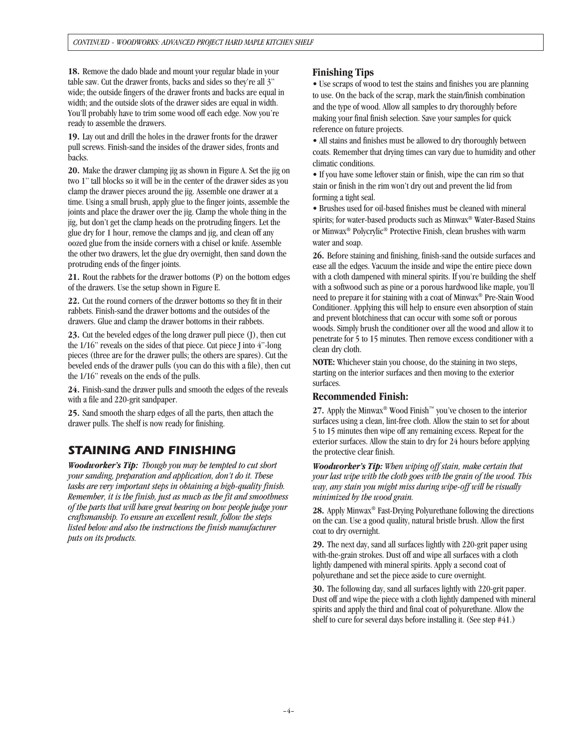**18.** Remove the dado blade and mount your regular blade in your table saw. Cut the drawer fronts, backs and sides so they're all 3" wide; the outside fingers of the drawer fronts and backs are equal in width; and the outside slots of the drawer sides are equal in width. You'll probably have to trim some wood off each edge. Now you're ready to assemble the drawers.

**19.** Lay out and drill the holes in the drawer fronts for the drawer pull screws. Finish-sand the insides of the drawer sides, fronts and backs.

**20.** Make the drawer clamping jig as shown in Figure A. Set the jig on two 1" tall blocks so it will be in the center of the drawer sides as you clamp the drawer pieces around the jig. Assemble one drawer at a time. Using a small brush, apply glue to the finger joints, assemble the joints and place the drawer over the jig. Clamp the whole thing in the jig, but don't get the clamp heads on the protruding fingers. Let the glue dry for 1 hour, remove the clamps and jig, and clean off any oozed glue from the inside corners with a chisel or knife. Assemble the other two drawers, let the glue dry overnight, then sand down the protruding ends of the finger joints.

**21.** Rout the rabbets for the drawer bottoms (P) on the bottom edges of the drawers. Use the setup shown in Figure E.

**22.** Cut the round corners of the drawer bottoms so they fit in their rabbets. Finish-sand the drawer bottoms and the outsides of the drawers. Glue and clamp the drawer bottoms in their rabbets.

**23.** Cut the beveled edges of the long drawer pull piece (J), then cut the 1/16" reveals on the sides of that piece. Cut piece J into 4"-long pieces (three are for the drawer pulls; the others are spares). Cut the beveled ends of the drawer pulls (you can do this with a file), then cut the 1/16" reveals on the ends of the pulls.

**24.** Finish-sand the drawer pulls and smooth the edges of the reveals with a file and 220-grit sandpaper.

**25.** Sand smooth the sharp edges of all the parts, then attach the drawer pulls. The shelf is now ready for finishing.

## STAINING AND FINISHING

***Woodworker's Tip:*** *Though you may be tempted to cut short your sanding, preparation and application, don't do it. These tasks are very important steps in obtaining a high-quality finish. Remember, it is the finish, just as much as the fit and smoothness of the parts that will have great bearing on how people judge your craftsmanship. To ensure an excellent result, follow the steps listed below and also the instructions the finish manufacturer puts on its products.*

### Finishing Tips

- Use scraps of wood to test the stains and finishes you are planning to use. On the back of the scrap, mark the stain/finish combination and the type of wood. Allow all samples to dry thoroughly before making your final finish selection. Save your samples for quick reference on future projects.
- All stains and finishes must be allowed to dry thoroughly between coats. Remember that drying times can vary due to humidity and other climatic conditions.
- If you have some leftover stain or finish, wipe the can rim so that stain or finish in the rim won't dry out and prevent the lid from forming a tight seal.
- Brushes used for oil-based finishes must be cleaned with mineral spirits; for water-based products such as Minwax® Water-Based Stains or Minwax® Polycrylic® Protective Finish, clean brushes with warm water and soap.

**26.** Before staining and finishing, finish-sand the outside surfaces and ease all the edges. Vacuum the inside and wipe the entire piece down with a cloth dampened with mineral spirits. If you're building the shelf with a softwood such as pine or a porous hardwood like maple, you'll need to prepare it for staining with a coat of Minwax® Pre-Stain Wood Conditioner. Applying this will help to ensure even absorption of stain and prevent blotchiness that can occur with some soft or porous woods. Simply brush the conditioner over all the wood and allow it to penetrate for 5 to 15 minutes. Then remove excess conditioner with a clean dry cloth.

**NOTE:** Whichever stain you choose, do the staining in two steps, starting on the interior surfaces and then moving to the exterior surfaces.

### Recommended Finish:

**27.** Apply the Minwax® Wood Finish™ you've chosen to the interior surfaces using a clean, lint-free cloth. Allow the stain to set for about 5 to 15 minutes then wipe off any remaining excess. Repeat for the exterior surfaces. Allow the stain to dry for 24 hours before applying the protective clear finish.

***Woodworker's Tip:*** *When wiping off stain, make certain that your last wipe with the cloth goes with the grain of the wood. This way, any stain you might miss during wipe-off will be visually minimized by the wood grain.*

**28.** Apply Minwax® Fast-Drying Polyurethane following the directions on the can. Use a good quality, natural bristle brush. Allow the first coat to dry overnight.

**29.** The next day, sand all surfaces lightly with 220-grit paper using with-the-grain strokes. Dust off and wipe all surfaces with a cloth lightly dampened with mineral spirits. Apply a second coat of polyurethane and set the piece aside to cure overnight.

**30.** The following day, sand all surfaces lightly with 220-grit paper. Dust off and wipe the piece with a cloth lightly dampened with mineral spirits and apply the third and final coat of polyurethane. Allow the shelf to cure for several days before installing it. (See step #41.)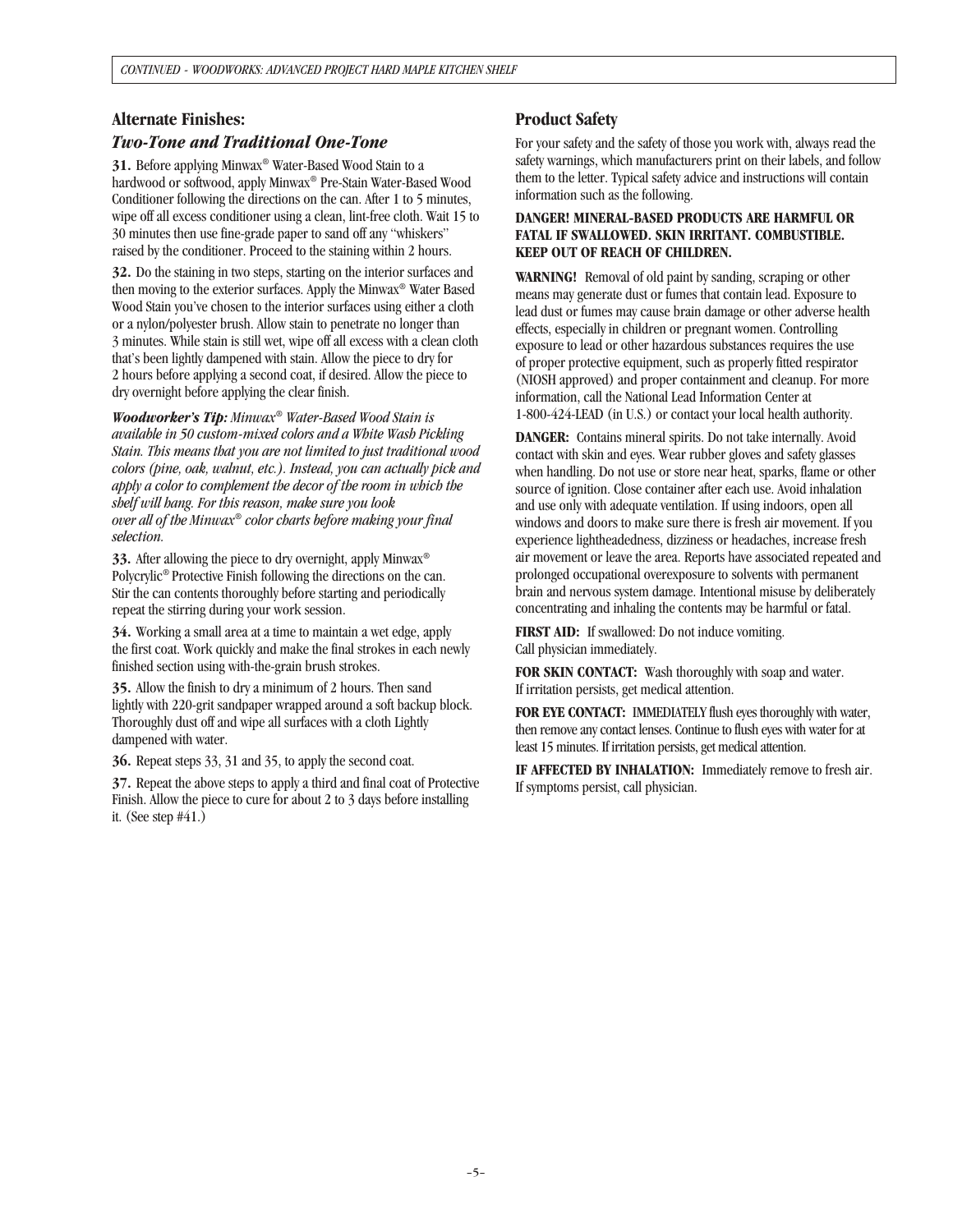## Alternate Finishes:

### *Two-Tone and Traditional One-Tone*

**31.** Before applying Minwax® Water-Based Wood Stain to a hardwood or softwood, apply Minwax® Pre-Stain Water-Based Wood Conditioner following the directions on the can. After 1 to 5 minutes, wipe off all excess conditioner using a clean, lint-free cloth. Wait 15 to 30 minutes then use fine-grade paper to sand off any "whiskers" raised by the conditioner. Proceed to the staining within 2 hours.

**32.** Do the staining in two steps, starting on the interior surfaces and then moving to the exterior surfaces. Apply the Minwax® Water Based Wood Stain you've chosen to the interior surfaces using either a cloth or a nylon/polyester brush. Allow stain to penetrate no longer than 3 minutes. While stain is still wet, wipe off all excess with a clean cloth that's been lightly dampened with stain. Allow the piece to dry for 2 hours before applying a second coat, if desired. Allow the piece to dry overnight before applying the clear finish.

***Woodworker's Tip:*** *Minwax® Water-Based Wood Stain is available in 50 custom-mixed colors and a White Wash Pickling Stain. This means that you are not limited to just traditional wood colors (pine, oak, walnut, etc.). Instead, you can actually pick and apply a color to complement the decor of the room in which the shelf will hang. For this reason, make sure you look over all of the Minwax® color charts before making your final selection.*

**33.** After allowing the piece to dry overnight, apply Minwax® Polycrylic® Protective Finish following the directions on the can. Stir the can contents thoroughly before starting and periodically repeat the stirring during your work session.

**34.** Working a small area at a time to maintain a wet edge, apply the first coat. Work quickly and make the final strokes in each newly finished section using with-the-grain brush strokes.

**35.** Allow the finish to dry a minimum of 2 hours. Then sand lightly with 220-grit sandpaper wrapped around a soft backup block. Thoroughly dust off and wipe all surfaces with a cloth Lightly dampened with water.

**36.** Repeat steps 33, 31 and 35, to apply the second coat.

**37.** Repeat the above steps to apply a third and final coat of Protective Finish. Allow the piece to cure for about 2 to 3 days before installing it. (See step #41.)

## Product Safety

For your safety and the safety of those you work with, always read the safety warnings, which manufacturers print on their labels, and follow them to the letter. Typical safety advice and instructions will contain information such as the following.

**DANGER! MINERAL-BASED PRODUCTS ARE HARMFUL OR FATAL IF SWALLOWED. SKIN IRRITANT. COMBUSTIBLE. KEEP OUT OF REACH OF CHILDREN.**

**WARNING!** Removal of old paint by sanding, scraping or other means may generate dust or fumes that contain lead. Exposure to lead dust or fumes may cause brain damage or other adverse health effects, especially in children or pregnant women. Controlling exposure to lead or other hazardous substances requires the use of proper protective equipment, such as properly fitted respirator (NIOSH approved) and proper containment and cleanup. For more information, call the National Lead Information Center at 1-800-424-LEAD (in U.S.) or contact your local health authority.

**DANGER:** Contains mineral spirits. Do not take internally. Avoid contact with skin and eyes. Wear rubber gloves and safety glasses when handling. Do not use or store near heat, sparks, flame or other source of ignition. Close container after each use. Avoid inhalation and use only with adequate ventilation. If using indoors, open all windows and doors to make sure there is fresh air movement. If you experience lightheadedness, dizziness or headaches, increase fresh air movement or leave the area. Reports have associated repeated and prolonged occupational overexposure to solvents with permanent brain and nervous system damage. Intentional misuse by deliberately concentrating and inhaling the contents may be harmful or fatal.

**FIRST AID:** If swallowed: Do not induce vomiting. Call physician immediately.

**FOR SKIN CONTACT:** Wash thoroughly with soap and water. If irritation persists, get medical attention.

**FOR EYE CONTACT:** IMMEDIATELY flush eyes thoroughly with water, then remove any contact lenses. Continue to flush eyes with water for at least 15 minutes. If irritation persists, get medical attention.

**IF AFFECTED BY INHALATION:** Immediately remove to fresh air. If symptoms persist, call physician.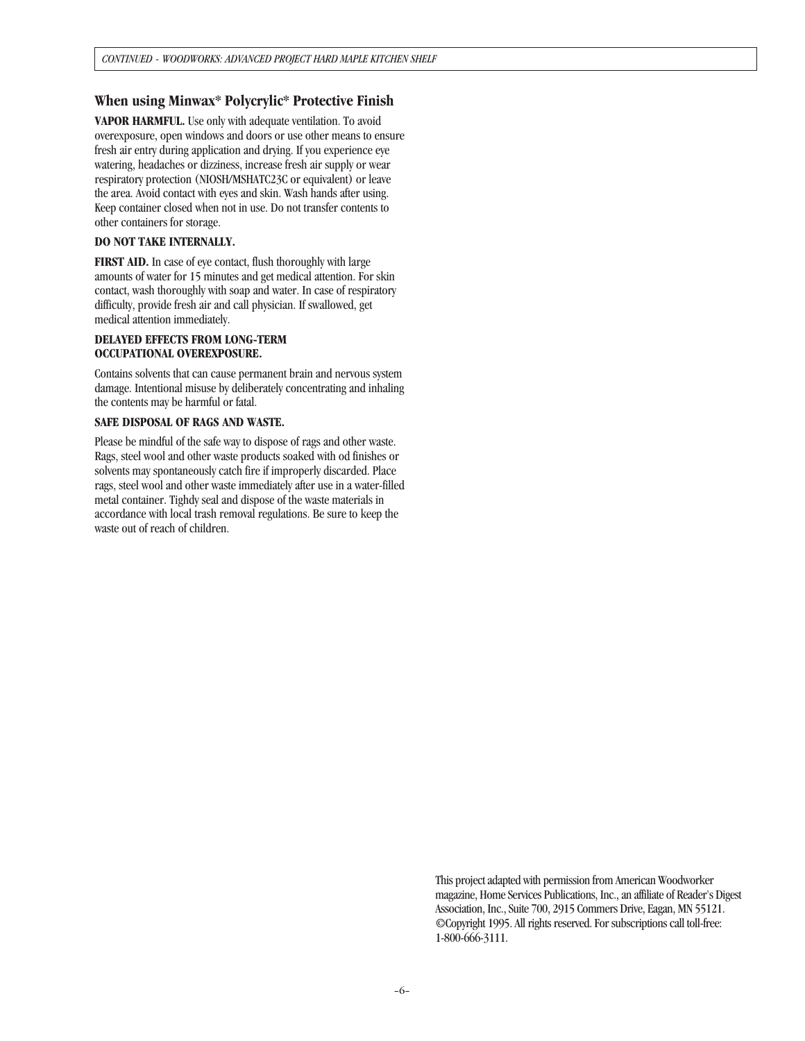## When using Minwax* Polycrylic* Protective Finish

**VAPOR HARMFUL.** Use only with adequate ventilation. To avoid overexposure, open windows and doors or use other means to ensure fresh air entry during application and drying. If you experience eye watering, headaches or dizziness, increase fresh air supply or wear respiratory protection (NIOSH/MSHATC23C or equivalent) or leave the area. Avoid contact with eyes and skin. Wash hands after using. Keep container closed when not in use. Do not transfer contents to other containers for storage.

**DO NOT TAKE INTERNALLY.**

**FIRST AID.** In case of eye contact, flush thoroughly with large amounts of water for 15 minutes and get medical attention. For skin contact, wash thoroughly with soap and water. In case of respiratory difficulty, provide fresh air and call physician. If swallowed, get medical attention immediately.

**DELAYED EFFECTS FROM LONG-TERM OCCUPATIONAL OVEREXPOSURE.**

Contains solvents that can cause permanent brain and nervous system damage. Intentional misuse by deliberately concentrating and inhaling the contents may be harmful or fatal.

**SAFE DISPOSAL OF RAGS AND WASTE.**

Please be mindful of the safe way to dispose of rags and other waste. Rags, steel wool and other waste products soaked with od finishes or solvents may spontaneously catch fire if improperly discarded. Place rags, steel wool and other waste immediately after use in a water-filled metal container. Tighdy seal and dispose of the waste materials in accordance with local trash removal regulations. Be sure to keep the waste out of reach of children.

This project adapted with permission from American Woodworker magazine, Home Services Publications, Inc., an affiliate of Reader's Digest Association, Inc., Suite 700, 2915 Commers Drive, Eagan, MN 55121. ©Copyright 1995. All rights reserved. For subscriptions call toll-free: 1-800-666-3111.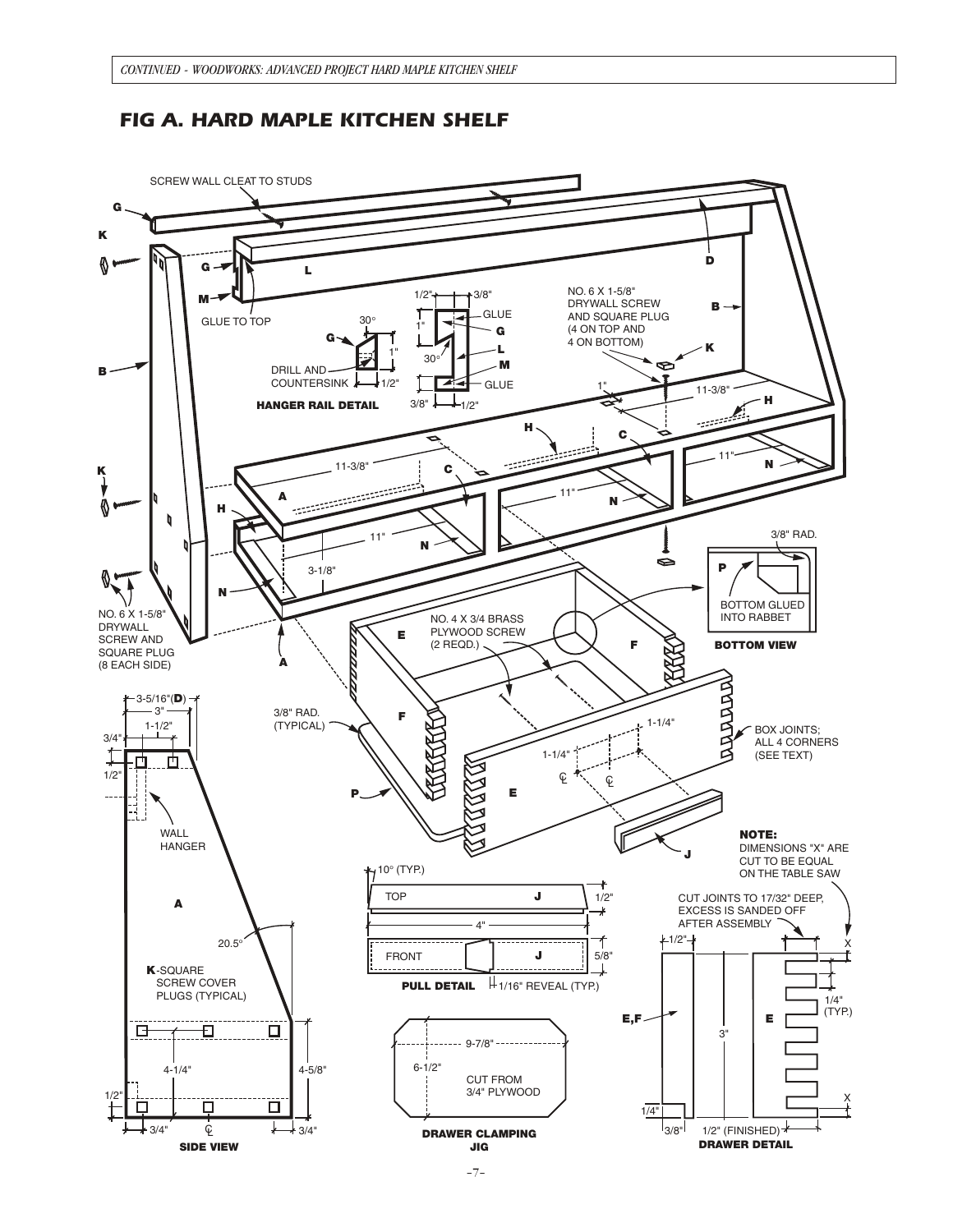## FIG A. HARD MAPLE KITCHEN SHELF

SCREW WALL CLEAT TO STUDS

GLUE TO TOP

**HANGER RAIL DETAIL**

DRILL AND COUNTERSINK

NO. 6 X 1-5/8" DRYWALL SCREW AND SQUARE PLUG (4 ON TOP AND 4 ON BOTTOM)

NO. 6 X 1-5/8" DRYWALL SCREW AND SQUARE PLUG (8 EACH SIDE)

NO. 4 X 3/4 BRASS PLYWOOD SCREW (2 REQD.)

BOTTOM GLUED INTO RABBET

**BOTTOM VIEW**

3/8" RAD.

3/8" RAD. (TYPICAL)

BOX JOINTS; ALL 4 CORNERS (SEE TEXT)

WALL HANGER

K-SQUARE SCREW COVER PLUGS (TYPICAL)

**SIDE VIEW**

**PULL DETAIL**

1/16" REVEAL (TYP.)

**DRAWER CLAMPING JIG**

CUT FROM 3/4" PLYWOOD

**NOTE:** DIMENSIONS "X" ARE CUT TO BE EQUAL ON THE TABLE SAW

CUT JOINTS TO 17/32" DEEP, EXCESS IS SANDED OFF AFTER ASSEMBLY

1/2" (FINISHED)

**DRAWER DETAIL**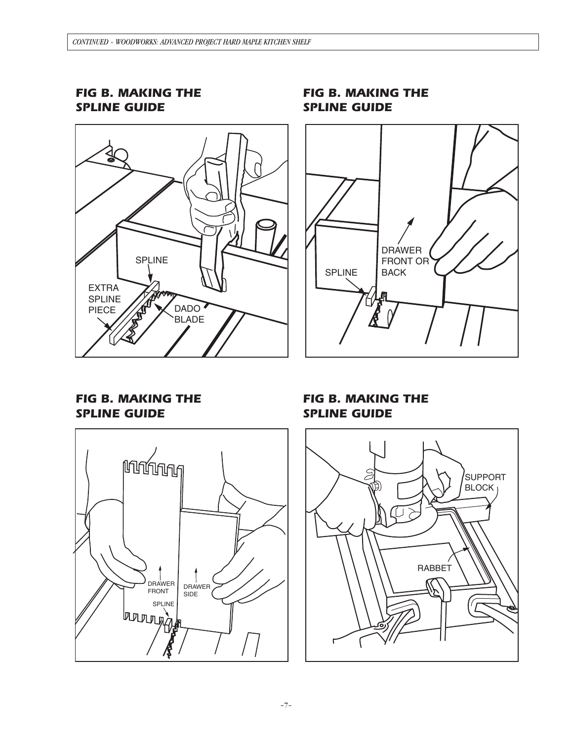## FIG B. MAKING THE SPLINE GUIDE

SPLINE

EXTRA SPLINE PIECE

DADO BLADE

## FIG B. MAKING THE SPLINE GUIDE

DRAWER FRONT OR BACK

SPLINE

## FIG B. MAKING THE SPLINE GUIDE

DRAWER FRONT

DRAWER SIDE

SPLINE

## FIG B. MAKING THE SPLINE GUIDE

SUPPORT BLOCK

RABBET